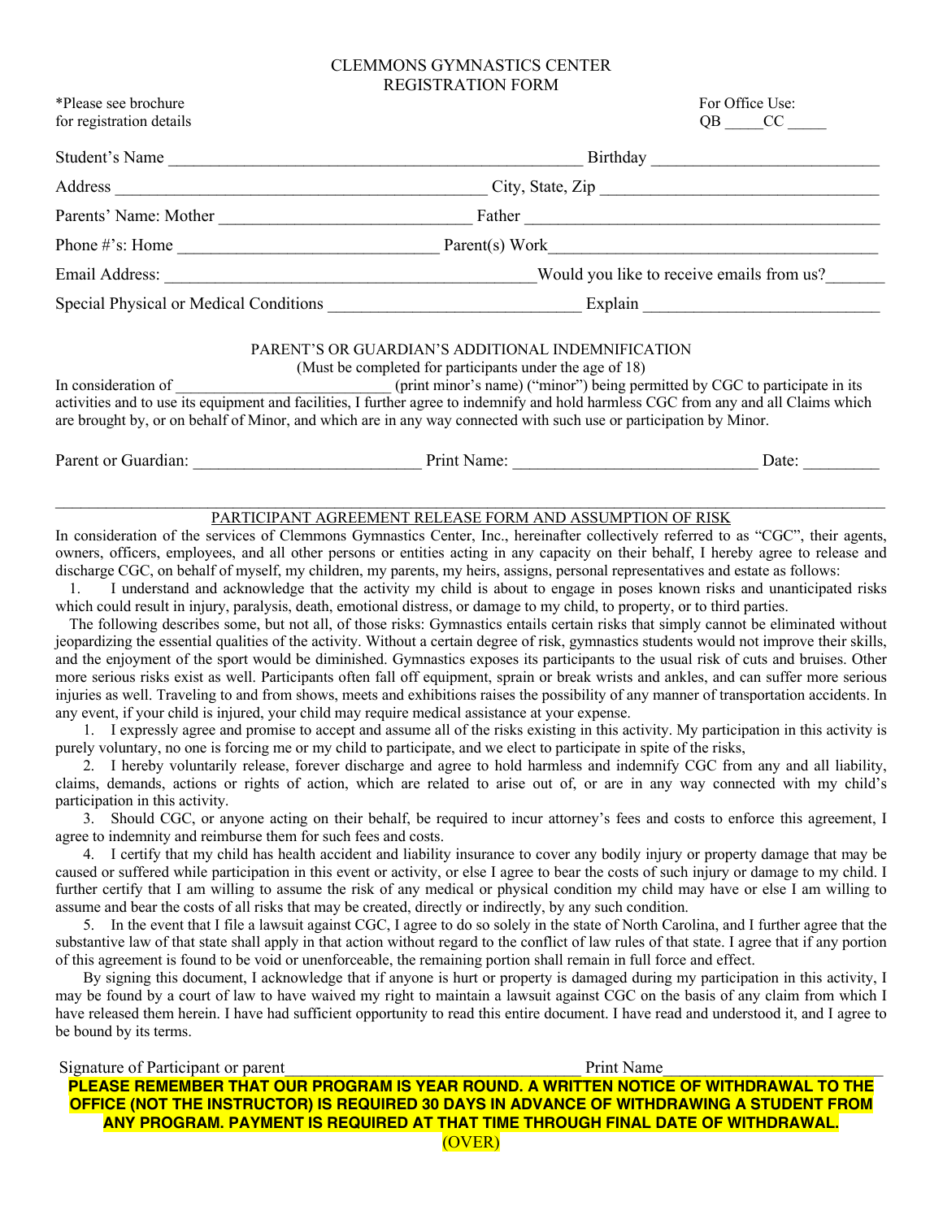# CLEMMONS GYMNASTICS CENTER
## REGISTRATION FORM

*Please see brochure
for registration details

For Office Use:
QB _____CC _____

Student's Name ________________________________________________ Birthday __________________________

Address ___________________________________________ City, State, Zip _______________________________

Parents' Name: Mother _____________________________ Father _________________________________________

Phone #'s: Home ______________________________ Parent(s) Work_____________________________________

Email Address: ___________________________________________Would you like to receive emails from us?_______

Special Physical or Medical Conditions _____________________________ Explain ___________________________

### PARENT'S OR GUARDIAN'S ADDITIONAL INDEMNIFICATION
(Must be completed for participants under the age of 18)

In consideration of ________________________ (print minor's name) ("minor") being permitted by CGC to participate in its activities and to use its equipment and facilities, I further agree to indemnify and hold harmless CGC from any and all Claims which are brought by, or on behalf of Minor, and which are in any way connected with such use or participation by Minor.

Parent or Guardian: __________________________ Print Name: ____________________________ Date: _________

---

### PARTICIPANT AGREEMENT RELEASE FORM AND ASSUMPTION OF RISK

In consideration of the services of Clemmons Gymnastics Center, Inc., hereinafter collectively referred to as "CGC", their agents, owners, officers, employees, and all other persons or entities acting in any capacity on their behalf, I hereby agree to release and discharge CGC, on behalf of myself, my children, my parents, my heirs, assigns, personal representatives and estate as follows:

1. I understand and acknowledge that the activity my child is about to engage in poses known risks and unanticipated risks which could result in injury, paralysis, death, emotional distress, or damage to my child, to property, or to third parties.

The following describes some, but not all, of those risks: Gymnastics entails certain risks that simply cannot be eliminated without jeopardizing the essential qualities of the activity. Without a certain degree of risk, gymnastics students would not improve their skills, and the enjoyment of the sport would be diminished. Gymnastics exposes its participants to the usual risk of cuts and bruises. Other more serious risks exist as well. Participants often fall off equipment, sprain or break wrists and ankles, and can suffer more serious injuries as well. Traveling to and from shows, meets and exhibitions raises the possibility of any manner of transportation accidents. In any event, if your child is injured, your child may require medical assistance at your expense.

1. I expressly agree and promise to accept and assume all of the risks existing in this activity. My participation in this activity is purely voluntary, no one is forcing me or my child to participate, and we elect to participate in spite of the risks,
2. I hereby voluntarily release, forever discharge and agree to hold harmless and indemnify CGC from any and all liability, claims, demands, actions or rights of action, which are related to arise out of, or are in any way connected with my child's participation in this activity.
3. Should CGC, or anyone acting on their behalf, be required to incur attorney's fees and costs to enforce this agreement, I agree to indemnity and reimburse them for such fees and costs.
4. I certify that my child has health accident and liability insurance to cover any bodily injury or property damage that may be caused or suffered while participation in this event or activity, or else I agree to bear the costs of such injury or damage to my child. I further certify that I am willing to assume the risk of any medical or physical condition my child may have or else I am willing to assume and bear the costs of all risks that may be created, directly or indirectly, by any such condition.
5. In the event that I file a lawsuit against CGC, I agree to do so solely in the state of North Carolina, and I further agree that the substantive law of that state shall apply in that action without regard to the conflict of law rules of that state. I agree that if any portion of this agreement is found to be void or unenforceable, the remaining portion shall remain in full force and effect.

By signing this document, I acknowledge that if anyone is hurt or property is damaged during my participation in this activity, I may be found by a court of law to have waived my right to maintain a lawsuit against CGC on the basis of any claim from which I have released them herein. I have had sufficient opportunity to read this entire document. I have read and understood it, and I agree to be bound by its terms.

Signature of Participant or parent_________________________________ Print Name_________________________

**PLEASE REMEMBER THAT OUR PROGRAM IS YEAR ROUND. A WRITTEN NOTICE OF WITHDRAWAL TO THE OFFICE (NOT THE INSTRUCTOR) IS REQUIRED 30 DAYS IN ADVANCE OF WITHDRAWING A STUDENT FROM ANY PROGRAM. PAYMENT IS REQUIRED AT THAT TIME THROUGH FINAL DATE OF WITHDRAWAL.**

(OVER)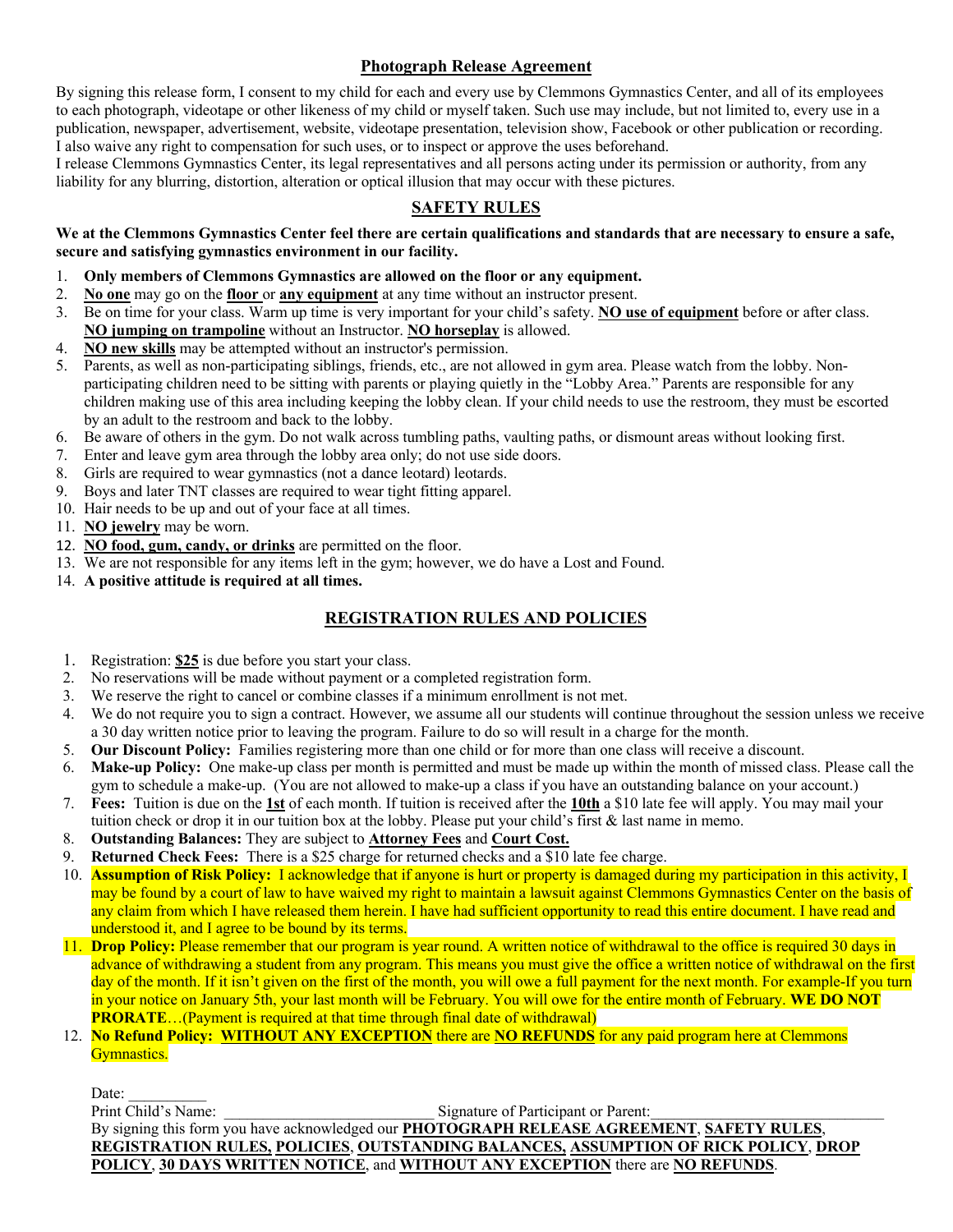## Photograph Release Agreement

By signing this release form, I consent to my child for each and every use by Clemmons Gymnastics Center, and all of its employees to each photograph, videotape or other likeness of my child or myself taken. Such use may include, but not limited to, every use in a publication, newspaper, advertisement, website, videotape presentation, television show, Facebook or other publication or recording. I also waive any right to compensation for such uses, or to inspect or approve the uses beforehand.

I release Clemmons Gymnastics Center, its legal representatives and all persons acting under its permission or authority, from any liability for any blurring, distortion, alteration or optical illusion that may occur with these pictures.

## SAFETY RULES

**We at the Clemmons Gymnastics Center feel there are certain qualifications and standards that are necessary to ensure a safe, secure and satisfying gymnastics environment in our facility.**

1. **Only members of Clemmons Gymnastics are allowed on the floor or any equipment.**
2. **No one** may go on the **floor** or **any equipment** at any time without an instructor present.
3. Be on time for your class. Warm up time is very important for your child's safety. **NO use of equipment** before or after class. **NO jumping on trampoline** without an Instructor. **NO horseplay** is allowed.
4. **NO new skills** may be attempted without an instructor's permission.
5. Parents, as well as non-participating siblings, friends, etc., are not allowed in gym area. Please watch from the lobby. Non-participating children need to be sitting with parents or playing quietly in the "Lobby Area." Parents are responsible for any children making use of this area including keeping the lobby clean. If your child needs to use the restroom, they must be escorted by an adult to the restroom and back to the lobby.
6. Be aware of others in the gym. Do not walk across tumbling paths, vaulting paths, or dismount areas without looking first.
7. Enter and leave gym area through the lobby area only; do not use side doors.
8. Girls are required to wear gymnastics (not a dance leotard) leotards.
9. Boys and later TNT classes are required to wear tight fitting apparel.
10. Hair needs to be up and out of your face at all times.
11. **NO jewelry** may be worn.
12. **NO food, gum, candy, or drinks** are permitted on the floor.
13. We are not responsible for any items left in the gym; however, we do have a Lost and Found.
14. **A positive attitude is required at all times.**

## REGISTRATION RULES AND POLICIES

1. Registration: **$25** is due before you start your class.
2. No reservations will be made without payment or a completed registration form.
3. We reserve the right to cancel or combine classes if a minimum enrollment is not met.
4. We do not require you to sign a contract. However, we assume all our students will continue throughout the session unless we receive a 30 day written notice prior to leaving the program. Failure to do so will result in a charge for the month.
5. **Our Discount Policy:** Families registering more than one child or for more than one class will receive a discount.
6. **Make-up Policy:** One make-up class per month is permitted and must be made up within the month of missed class. Please call the gym to schedule a make-up. (You are not allowed to make-up a class if you have an outstanding balance on your account.)
7. **Fees:** Tuition is due on the **1st** of each month. If tuition is received after the **10th** a $10 late fee will apply. You may mail your tuition check or drop it in our tuition box at the lobby. Please put your child's first & last name in memo.
8. **Outstanding Balances:** They are subject to **Attorney Fees** and **Court Cost.**
9. **Returned Check Fees:** There is a $25 charge for returned checks and a $10 late fee charge.
10. **Assumption of Risk Policy:** I acknowledge that if anyone is hurt or property is damaged during my participation in this activity, I may be found by a court of law to have waived my right to maintain a lawsuit against Clemmons Gymnastics Center on the basis of any claim from which I have released them herein. I have had sufficient opportunity to read this entire document. I have read and understood it, and I agree to be bound by its terms.
11. **Drop Policy:** Please remember that our program is year round. A written notice of withdrawal to the office is required 30 days in advance of withdrawing a student from any program. This means you must give the office a written notice of withdrawal on the first day of the month. If it isn't given on the first of the month, you will owe a full payment for the next month. For example-If you turn in your notice on January 5th, your last month will be February. You will owe for the entire month of February. **WE DO NOT PRORATE**…(Payment is required at that time through final date of withdrawal)
12. **No Refund Policy: WITHOUT ANY EXCEPTION** there are **NO REFUNDS** for any paid program here at Clemmons Gymnastics.

Date: __________

Print Child's Name: ___________________________ Signature of Participant or Parent: ___________________________

By signing this form you have acknowledged our **PHOTOGRAPH RELEASE AGREEMENT**, **SAFETY RULES**, **REGISTRATION RULES, POLICIES**, **OUTSTANDING BALANCES, ASSUMPTION OF RICK POLICY**, **DROP POLICY**, **30 DAYS WRITTEN NOTICE**, and **WITHOUT ANY EXCEPTION** there are **NO REFUNDS**.